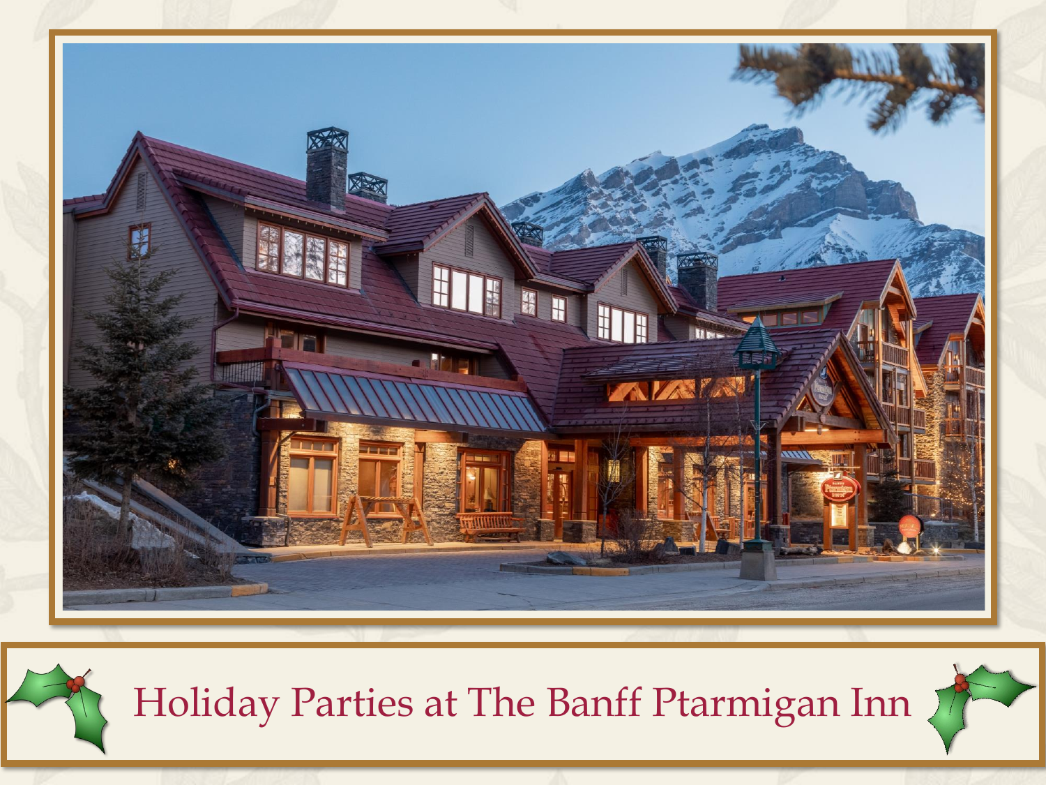# Holiday Parties at The Banff Ptarmigan Inn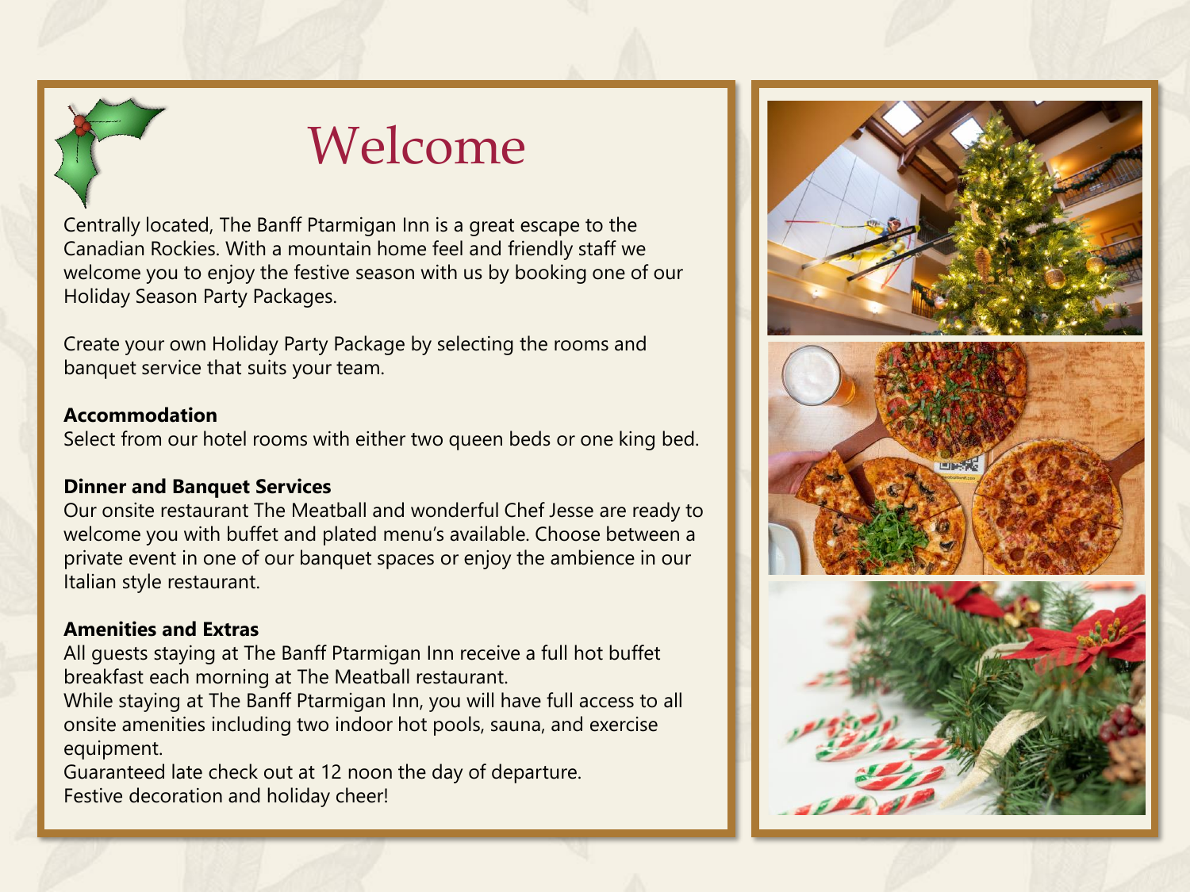# Welcome

Centrally located, The Banff Ptarmigan Inn is a great escape to the Canadian Rockies. With a mountain home feel and friendly staff we welcome you to enjoy the festive season with us by booking one of our Holiday Season Party Packages.

Create your own Holiday Party Package by selecting the rooms and banquet service that suits your team.

**Accommodation**
Select from our hotel rooms with either two queen beds or one king bed.

**Dinner and Banquet Services**
Our onsite restaurant The Meatball and wonderful Chef Jesse are ready to welcome you with buffet and plated menu's available. Choose between a private event in one of our banquet spaces or enjoy the ambience in our Italian style restaurant.

**Amenities and Extras**
All guests staying at The Banff Ptarmigan Inn receive a full hot buffet breakfast each morning at The Meatball restaurant.
While staying at The Banff Ptarmigan Inn, you will have full access to all onsite amenities including two indoor hot pools, sauna, and exercise equipment.
Guaranteed late check out at 12 noon the day of departure.
Festive decoration and holiday cheer!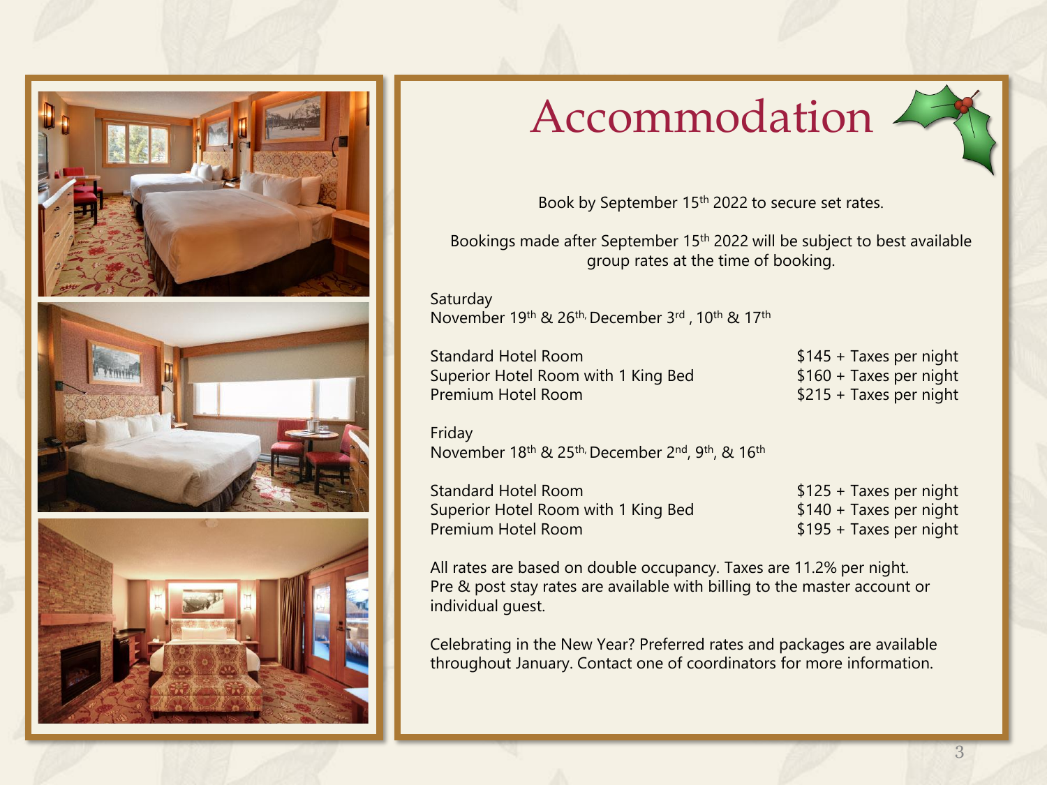# Accommodation

Book by September 15th 2022 to secure set rates.

Bookings made after September 15th 2022 will be subject to best available group rates at the time of booking.

Saturday
November 19th & 26th, December 3rd , 10th & 17th

| | |
|---|---|
| Standard Hotel Room | $145 + Taxes per night |
| Superior Hotel Room with 1 King Bed | $160 + Taxes per night |
| Premium Hotel Room | $215 + Taxes per night |

Friday
November 18th & 25th, December 2nd, 9th, & 16th

| | |
|---|---|
| Standard Hotel Room | $125 + Taxes per night |
| Superior Hotel Room with 1 King Bed | $140 + Taxes per night |
| Premium Hotel Room | $195 + Taxes per night |

All rates are based on double occupancy. Taxes are 11.2% per night.
Pre & post stay rates are available with billing to the master account or individual guest.

Celebrating in the New Year? Preferred rates and packages are available throughout January. Contact one of coordinators for more information.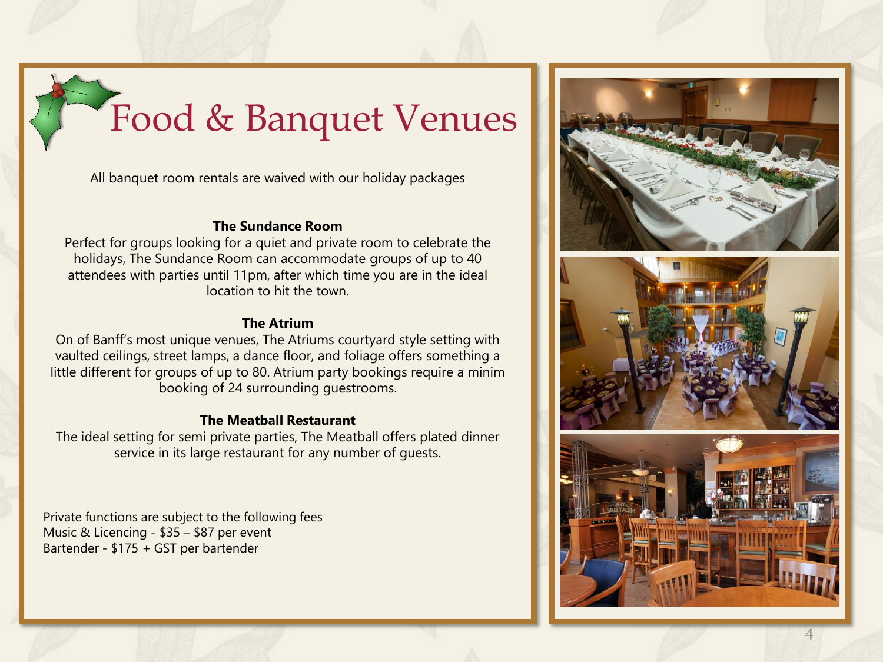# Food & Banquet Venues

All banquet room rentals are waived with our holiday packages

**The Sundance Room**

Perfect for groups looking for a quiet and private room to celebrate the holidays, The Sundance Room can accommodate groups of up to 40 attendees with parties until 11pm, after which time you are in the ideal location to hit the town.

**The Atrium**

On of Banff's most unique venues, The Atriums courtyard style setting with vaulted ceilings, street lamps, a dance floor, and foliage offers something a little different for groups of up to 80. Atrium party bookings require a minim booking of 24 surrounding guestrooms.

**The Meatball Restaurant**

The ideal setting for semi private parties, The Meatball offers plated dinner service in its large restaurant for any number of guests.

Private functions are subject to the following fees
Music & Licencing - $35 – $87 per event
Bartender - $175 + GST per bartender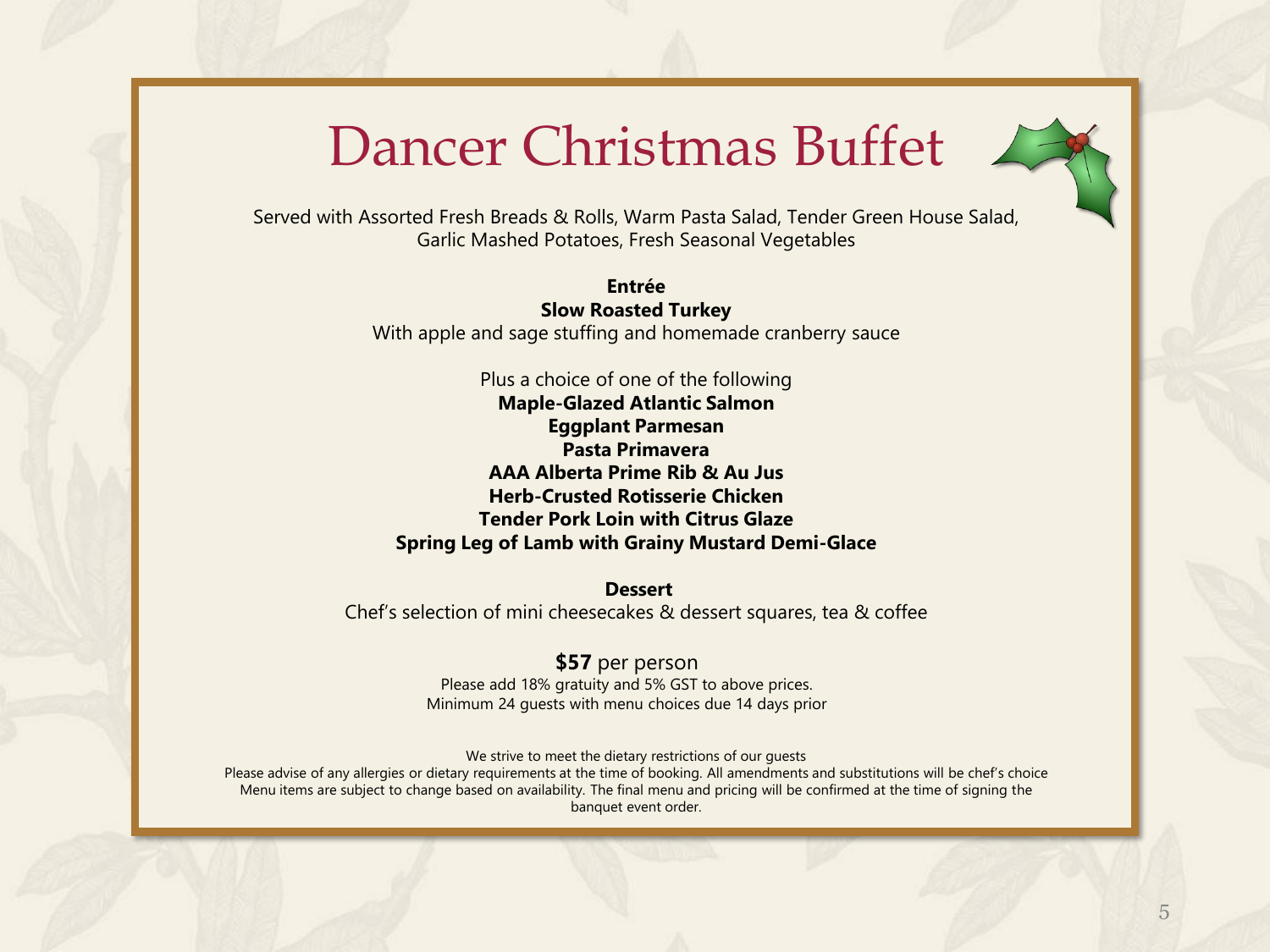# Dancer Christmas Buffet

Served with Assorted Fresh Breads & Rolls, Warm Pasta Salad, Tender Green House Salad, Garlic Mashed Potatoes, Fresh Seasonal Vegetables

**Entrée**

**Slow Roasted Turkey**

With apple and sage stuffing and homemade cranberry sauce

Plus a choice of one of the following

**Maple-Glazed Atlantic Salmon**

**Eggplant Parmesan**

**Pasta Primavera**

**AAA Alberta Prime Rib & Au Jus**

**Herb-Crusted Rotisserie Chicken**

**Tender Pork Loin with Citrus Glaze**

**Spring Leg of Lamb with Grainy Mustard Demi-Glace**

**Dessert**

Chef's selection of mini cheesecakes & dessert squares, tea & coffee

**$57** per person

Please add 18% gratuity and 5% GST to above prices.

Minimum 24 guests with menu choices due 14 days prior

We strive to meet the dietary restrictions of our guests

Please advise of any allergies or dietary requirements at the time of booking. All amendments and substitutions will be chef's choice

Menu items are subject to change based on availability. The final menu and pricing will be confirmed at the time of signing the banquet event order.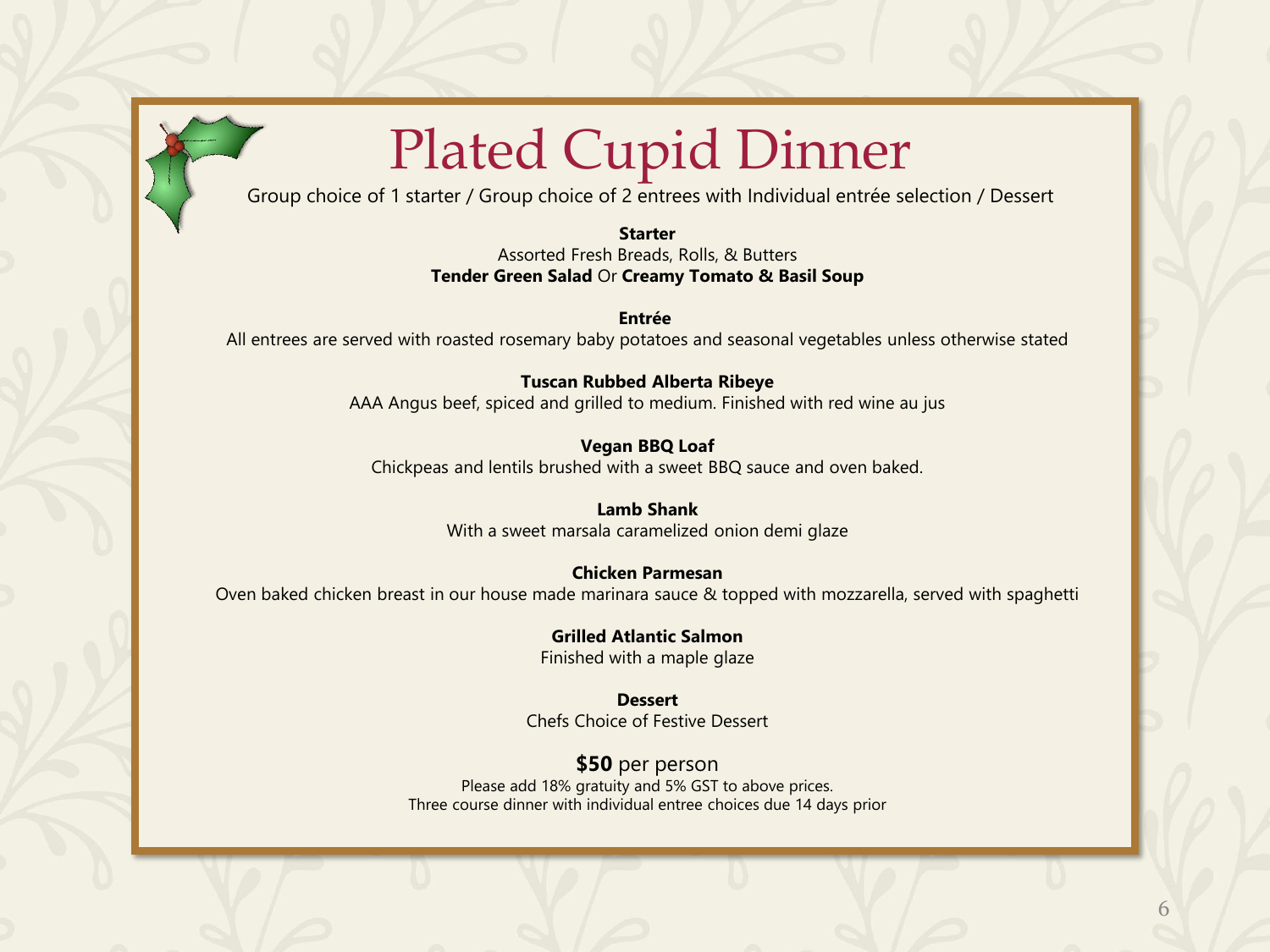# Plated Cupid Dinner

Group choice of 1 starter / Group choice of 2 entrees with Individual entrée selection / Dessert

**Starter**

Assorted Fresh Breads, Rolls, & Butters

**Tender Green Salad** Or **Creamy Tomato & Basil Soup**

**Entrée**

All entrees are served with roasted rosemary baby potatoes and seasonal vegetables unless otherwise stated

**Tuscan Rubbed Alberta Ribeye**

AAA Angus beef, spiced and grilled to medium. Finished with red wine au jus

**Vegan BBQ Loaf**

Chickpeas and lentils brushed with a sweet BBQ sauce and oven baked.

**Lamb Shank**

With a sweet marsala caramelized onion demi glaze

**Chicken Parmesan**

Oven baked chicken breast in our house made marinara sauce & topped with mozzarella, served with spaghetti

**Grilled Atlantic Salmon**

Finished with a maple glaze

**Dessert**

Chefs Choice of Festive Dessert

**$50** per person

Please add 18% gratuity and 5% GST to above prices.

Three course dinner with individual entree choices due 14 days prior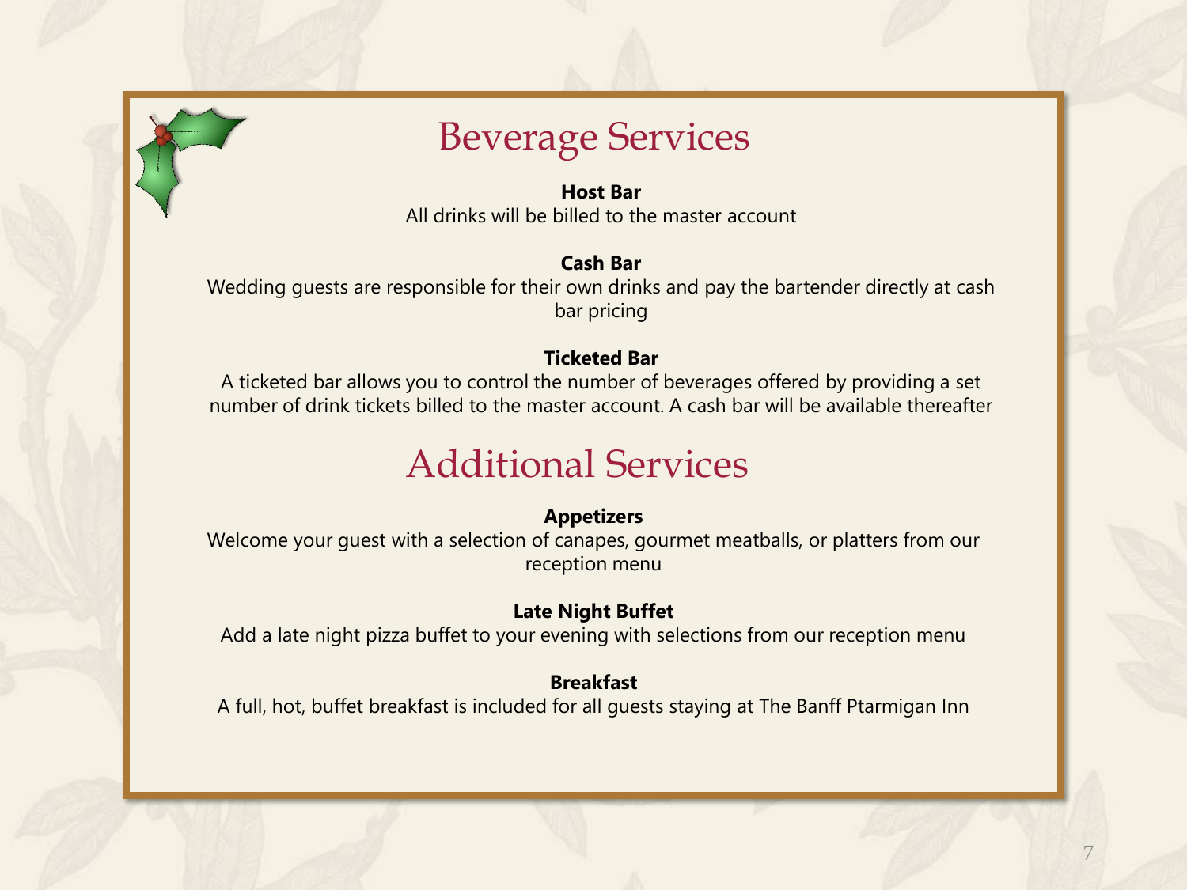# Beverage Services

**Host Bar**

All drinks will be billed to the master account

**Cash Bar**

Wedding guests are responsible for their own drinks and pay the bartender directly at cash bar pricing

**Ticketed Bar**

A ticketed bar allows you to control the number of beverages offered by providing a set number of drink tickets billed to the master account. A cash bar will be available thereafter

# Additional Services

**Appetizers**

Welcome your guest with a selection of canapes, gourmet meatballs, or platters from our reception menu

**Late Night Buffet**

Add a late night pizza buffet to your evening with selections from our reception menu

**Breakfast**

A full, hot, buffet breakfast is included for all guests staying at The Banff Ptarmigan Inn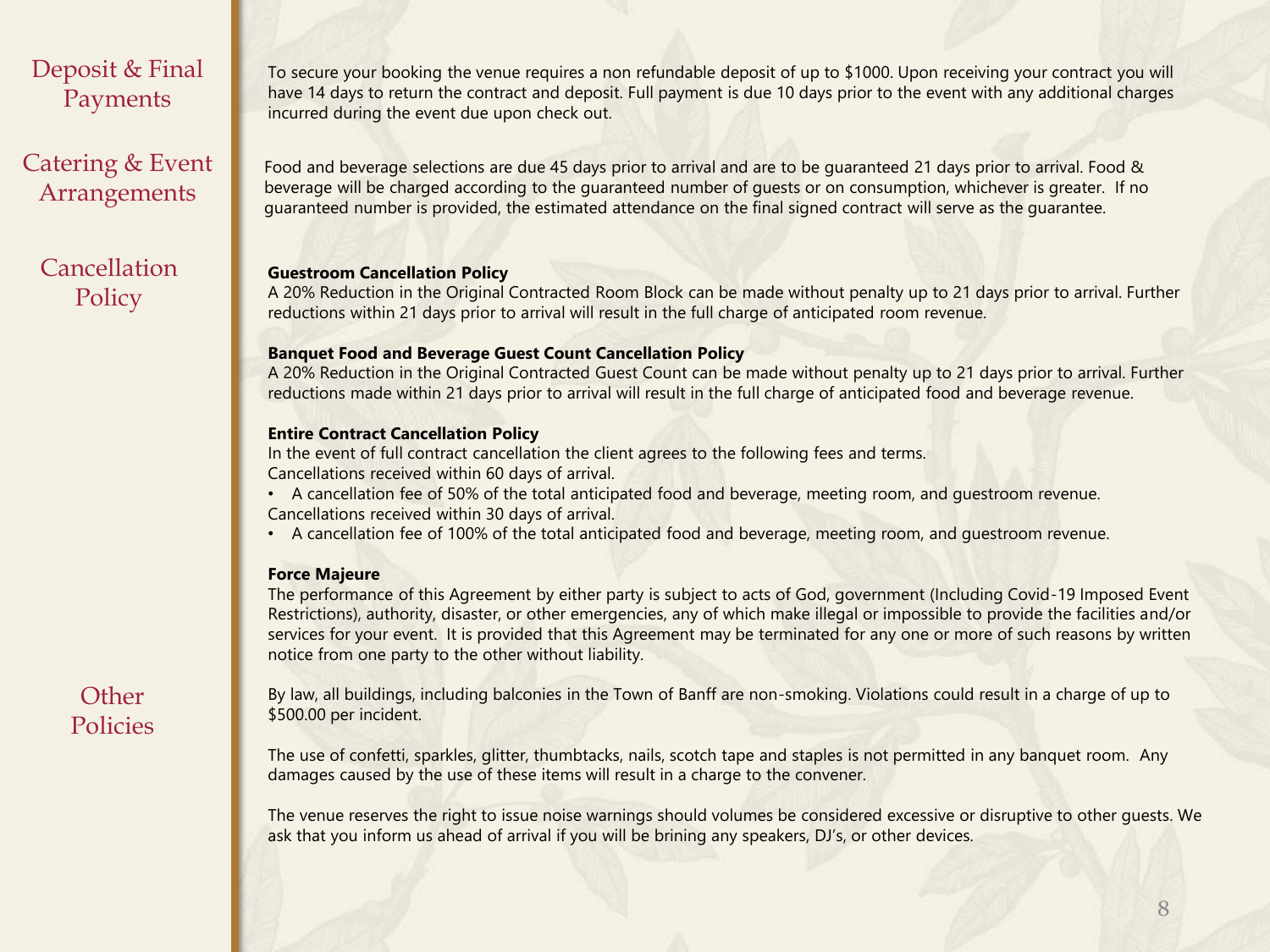## Deposit & Final Payments

To secure your booking the venue requires a non refundable deposit of up to $1000. Upon receiving your contract you will have 14 days to return the contract and deposit. Full payment is due 10 days prior to the event with any additional charges incurred during the event due upon check out.

## Catering & Event Arrangements

Food and beverage selections are due 45 days prior to arrival and are to be guaranteed 21 days prior to arrival. Food & beverage will be charged according to the guaranteed number of guests or on consumption, whichever is greater. If no guaranteed number is provided, the estimated attendance on the final signed contract will serve as the guarantee.

## Cancellation Policy

**Guestroom Cancellation Policy**

A 20% Reduction in the Original Contracted Room Block can be made without penalty up to 21 days prior to arrival. Further reductions within 21 days prior to arrival will result in the full charge of anticipated room revenue.

**Banquet Food and Beverage Guest Count Cancellation Policy**

A 20% Reduction in the Original Contracted Guest Count can be made without penalty up to 21 days prior to arrival. Further reductions made within 21 days prior to arrival will result in the full charge of anticipated food and beverage revenue.

**Entire Contract Cancellation Policy**

In the event of full contract cancellation the client agrees to the following fees and terms.
Cancellations received within 60 days of arrival.

- A cancellation fee of 50% of the total anticipated food and beverage, meeting room, and guestroom revenue.

Cancellations received within 30 days of arrival.

- A cancellation fee of 100% of the total anticipated food and beverage, meeting room, and guestroom revenue.

**Force Majeure**

The performance of this Agreement by either party is subject to acts of God, government (Including Covid-19 Imposed Event Restrictions), authority, disaster, or other emergencies, any of which make illegal or impossible to provide the facilities and/or services for your event. It is provided that this Agreement may be terminated for any one or more of such reasons by written notice from one party to the other without liability.

## Other Policies

By law, all buildings, including balconies in the Town of Banff are non-smoking. Violations could result in a charge of up to $500.00 per incident.

The use of confetti, sparkles, glitter, thumbtacks, nails, scotch tape and staples is not permitted in any banquet room. Any damages caused by the use of these items will result in a charge to the convener.

The venue reserves the right to issue noise warnings should volumes be considered excessive or disruptive to other guests. We ask that you inform us ahead of arrival if you will be brining any speakers, DJ's, or other devices.